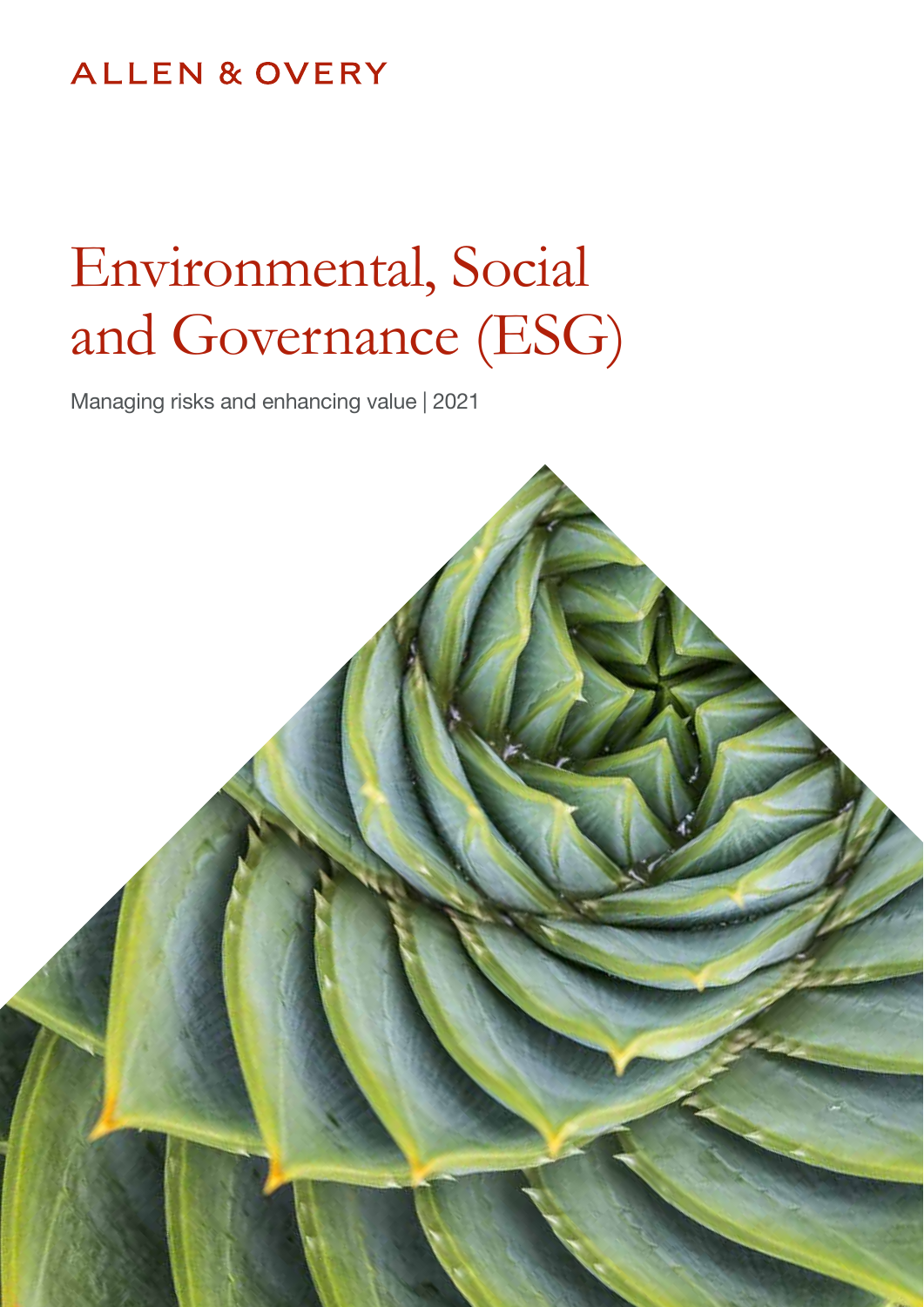ALLEN & OVERY

# Environmental, Social and Governance (ESG)

Managing risks and enhancing value | 2021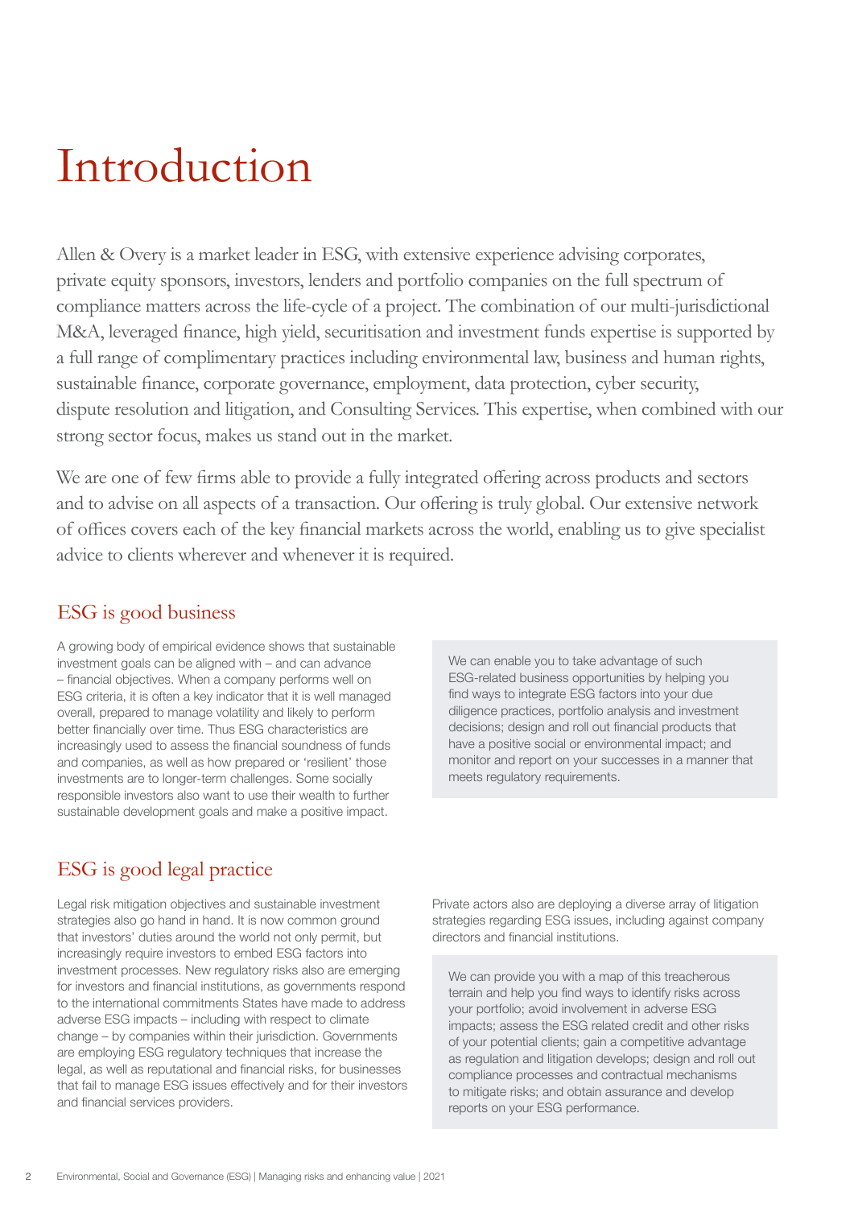# Introduction

Allen & Overy is a market leader in ESG, with extensive experience advising corporates, private equity sponsors, investors, lenders and portfolio companies on the full spectrum of compliance matters across the life-cycle of a project. The combination of our multi-jurisdictional M&A, leveraged finance, high yield, securitisation and investment funds expertise is supported by a full range of complimentary practices including environmental law, business and human rights, sustainable finance, corporate governance, employment, data protection, cyber security, dispute resolution and litigation, and Consulting Services. This expertise, when combined with our strong sector focus, makes us stand out in the market.

We are one of few firms able to provide a fully integrated offering across products and sectors and to advise on all aspects of a transaction. Our offering is truly global. Our extensive network of offices covers each of the key financial markets across the world, enabling us to give specialist advice to clients wherever and whenever it is required.

## ESG is good business

A growing body of empirical evidence shows that sustainable investment goals can be aligned with – and can advance – financial objectives. When a company performs well on ESG criteria, it is often a key indicator that it is well managed overall, prepared to manage volatility and likely to perform better financially over time. Thus ESG characteristics are increasingly used to assess the financial soundness of funds and companies, as well as how prepared or 'resilient' those investments are to longer-term challenges. Some socially responsible investors also want to use their wealth to further sustainable development goals and make a positive impact.

We can enable you to take advantage of such ESG-related business opportunities by helping you find ways to integrate ESG factors into your due diligence practices, portfolio analysis and investment decisions; design and roll out financial products that have a positive social or environmental impact; and monitor and report on your successes in a manner that meets regulatory requirements.

## ESG is good legal practice

Legal risk mitigation objectives and sustainable investment strategies also go hand in hand. It is now common ground that investors' duties around the world not only permit, but increasingly require investors to embed ESG factors into investment processes. New regulatory risks also are emerging for investors and financial institutions, as governments respond to the international commitments States have made to address adverse ESG impacts – including with respect to climate change – by companies within their jurisdiction. Governments are employing ESG regulatory techniques that increase the legal, as well as reputational and financial risks, for businesses that fail to manage ESG issues effectively and for their investors and financial services providers.

Private actors also are deploying a diverse array of litigation strategies regarding ESG issues, including against company directors and financial institutions.

We can provide you with a map of this treacherous terrain and help you find ways to identify risks across your portfolio; avoid involvement in adverse ESG impacts; assess the ESG related credit and other risks of your potential clients; gain a competitive advantage as regulation and litigation develops; design and roll out compliance processes and contractual mechanisms to mitigate risks; and obtain assurance and develop reports on your ESG performance.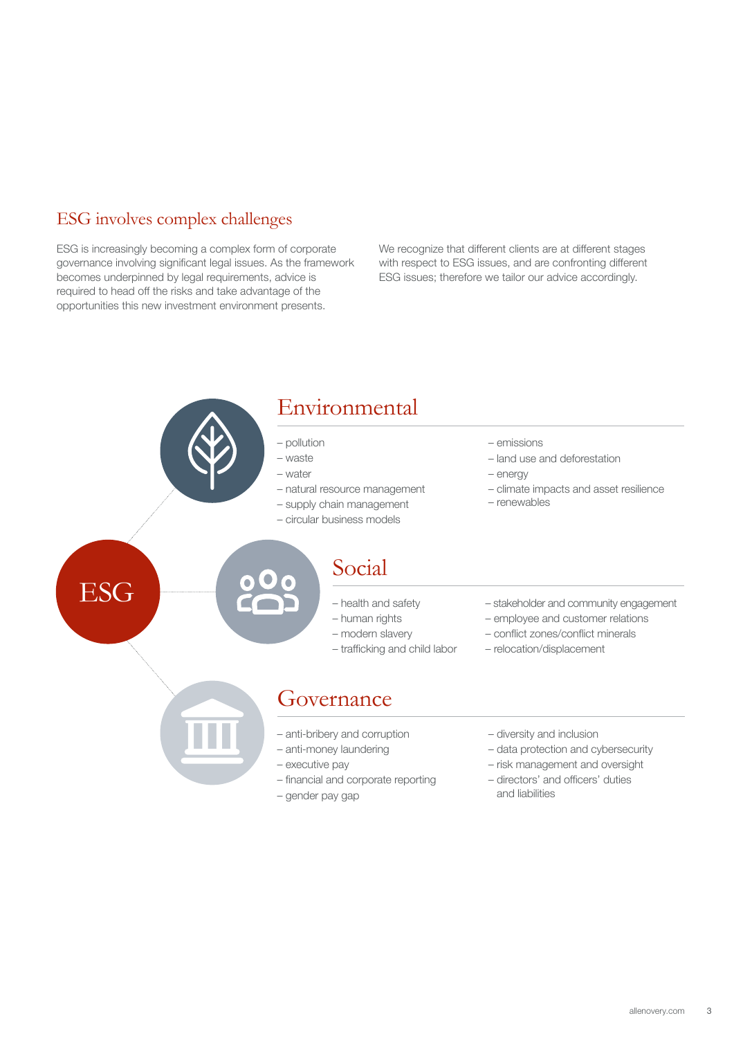## ESG involves complex challenges

ESG is increasingly becoming a complex form of corporate governance involving significant legal issues. As the framework becomes underpinned by legal requirements, advice is required to head off the risks and take advantage of the opportunities this new investment environment presents.

We recognize that different clients are at different stages with respect to ESG issues, and are confronting different ESG issues; therefore we tailor our advice accordingly.

ESG

### Environmental

- pollution
- waste
- water
- natural resource management
- supply chain management
- circular business models
- emissions
- land use and deforestation
- energy
- climate impacts and asset resilience
- renewables

### Social

- health and safety
- human rights
- modern slavery
- trafficking and child labor
- stakeholder and community engagement
- employee and customer relations
- conflict zones/conflict minerals
- relocation/displacement

### Governance

- anti-bribery and corruption
- anti-money laundering
- executive pay
- financial and corporate reporting
- gender pay gap
- diversity and inclusion
- data protection and cybersecurity
- risk management and oversight
- directors' and officers' duties and liabilities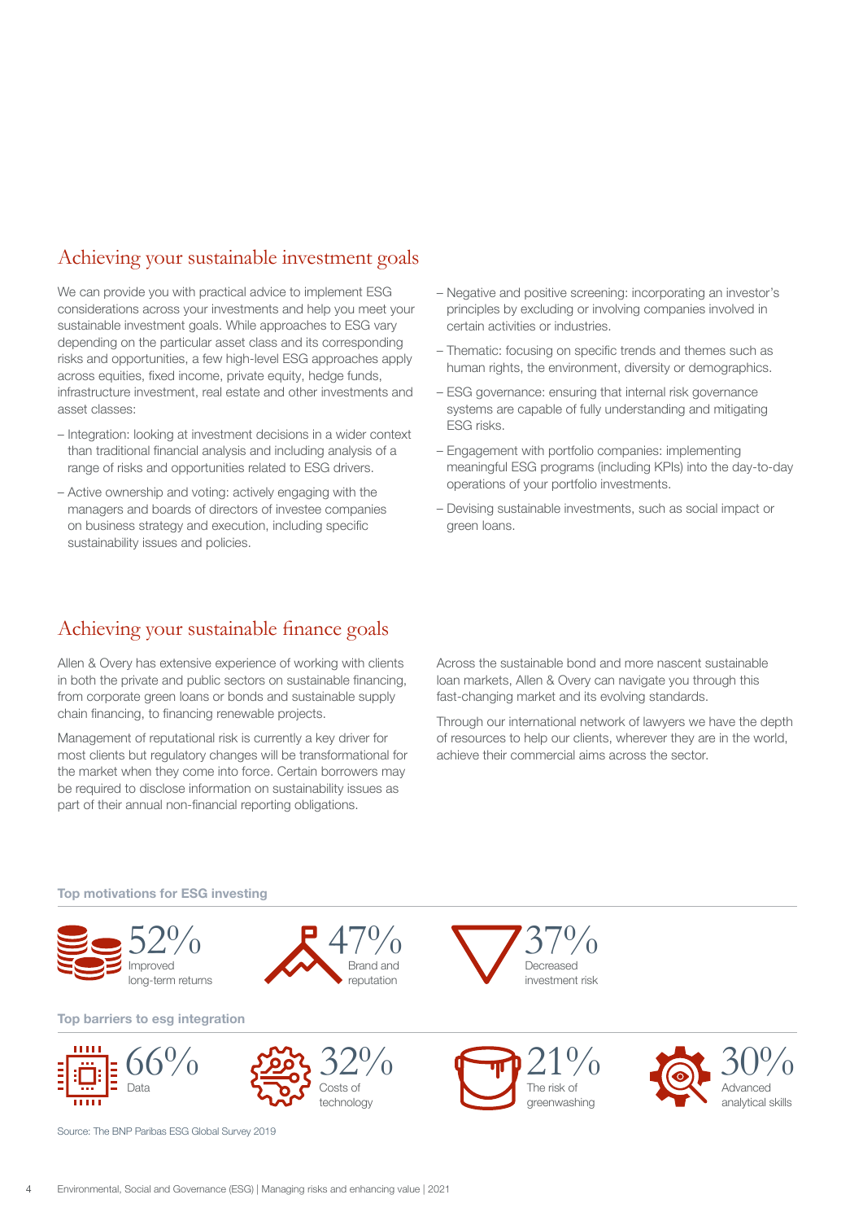## Achieving your sustainable investment goals

We can provide you with practical advice to implement ESG considerations across your investments and help you meet your sustainable investment goals. While approaches to ESG vary depending on the particular asset class and its corresponding risks and opportunities, a few high-level ESG approaches apply across equities, fixed income, private equity, hedge funds, infrastructure investment, real estate and other investments and asset classes:

- Integration: looking at investment decisions in a wider context than traditional financial analysis and including analysis of a range of risks and opportunities related to ESG drivers.
- Active ownership and voting: actively engaging with the managers and boards of directors of investee companies on business strategy and execution, including specific sustainability issues and policies.
- Negative and positive screening: incorporating an investor's principles by excluding or involving companies involved in certain activities or industries.
- Thematic: focusing on specific trends and themes such as human rights, the environment, diversity or demographics.
- ESG governance: ensuring that internal risk governance systems are capable of fully understanding and mitigating ESG risks.
- Engagement with portfolio companies: implementing meaningful ESG programs (including KPIs) into the day-to-day operations of your portfolio investments.
- Devising sustainable investments, such as social impact or green loans.

## Achieving your sustainable finance goals

Allen & Overy has extensive experience of working with clients in both the private and public sectors on sustainable financing, from corporate green loans or bonds and sustainable supply chain financing, to financing renewable projects.

Management of reputational risk is currently a key driver for most clients but regulatory changes will be transformational for the market when they come into force. Certain borrowers may be required to disclose information on sustainability issues as part of their annual non-financial reporting obligations.

Across the sustainable bond and more nascent sustainable loan markets, Allen & Overy can navigate you through this fast-changing market and its evolving standards.

Through our international network of lawyers we have the depth of resources to help our clients, wherever they are in the world, achieve their commercial aims across the sector.

**Top motivations for ESG investing**

- 52% Improved long-term returns
- 47% Brand and reputation
- 37% Decreased investment risk

**Top barriers to esg integration**

- 66% Data
- 32% Costs of technology
- 21% The risk of greenwashing
- 30% Advanced analytical skills

Source: The BNP Paribas ESG Global Survey 2019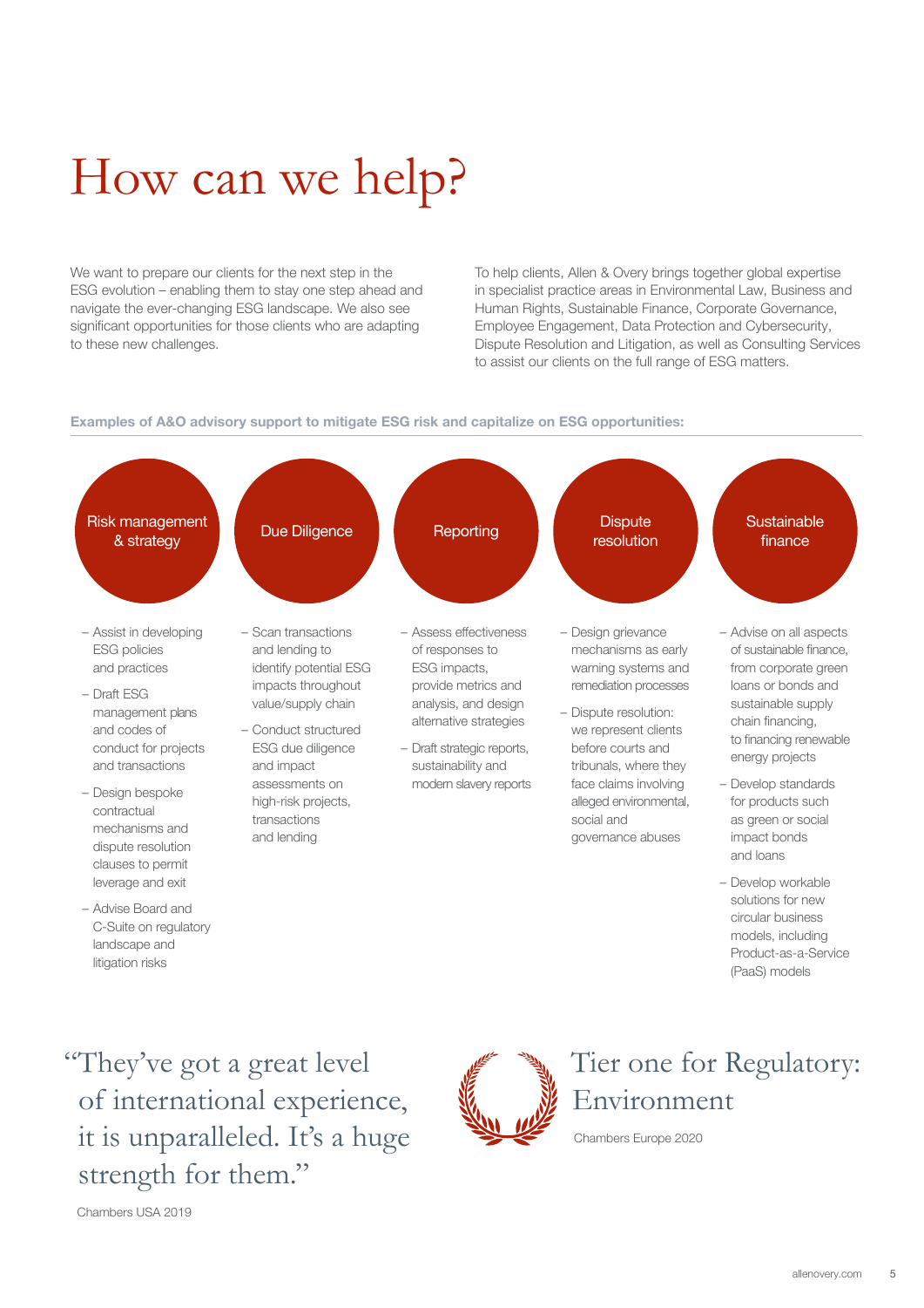# How can we help?

We want to prepare our clients for the next step in the ESG evolution – enabling them to stay one step ahead and navigate the ever-changing ESG landscape. We also see significant opportunities for those clients who are adapting to these new challenges.

To help clients, Allen & Overy brings together global expertise in specialist practice areas in Environmental Law, Business and Human Rights, Sustainable Finance, Corporate Governance, Employee Engagement, Data Protection and Cybersecurity, Dispute Resolution and Litigation, as well as Consulting Services to assist our clients on the full range of ESG matters.

**Examples of A&O advisory support to mitigate ESG risk and capitalize on ESG opportunities:**

### Risk management & strategy

- Assist in developing ESG policies and practices
- Draft ESG management plans and codes of conduct for projects and transactions
- Design bespoke contractual mechanisms and dispute resolution clauses to permit leverage and exit
- Advise Board and C-Suite on regulatory landscape and litigation risks

### Due Diligence

- Scan transactions and lending to identify potential ESG impacts throughout value/supply chain
- Conduct structured ESG due diligence and impact assessments on high-risk projects, transactions and lending

### Reporting

- Assess effectiveness of responses to ESG impacts, provide metrics and analysis, and design alternative strategies
- Draft strategic reports, sustainability and modern slavery reports

### Dispute resolution

- Design grievance mechanisms as early warning systems and remediation processes
- Dispute resolution: we represent clients before courts and tribunals, where they face claims involving alleged environmental, social and governance abuses

### Sustainable finance

- Advise on all aspects of sustainable finance, from corporate green loans or bonds and sustainable supply chain financing, to financing renewable energy projects
- Develop standards for products such as green or social impact bonds and loans
- Develop workable solutions for new circular business models, including Product-as-a-Service (PaaS) models

> "They've got a great level of international experience, it is unparalleled. It's a huge strength for them."

Chambers USA 2019

## Tier one for Regulatory: Environment

Chambers Europe 2020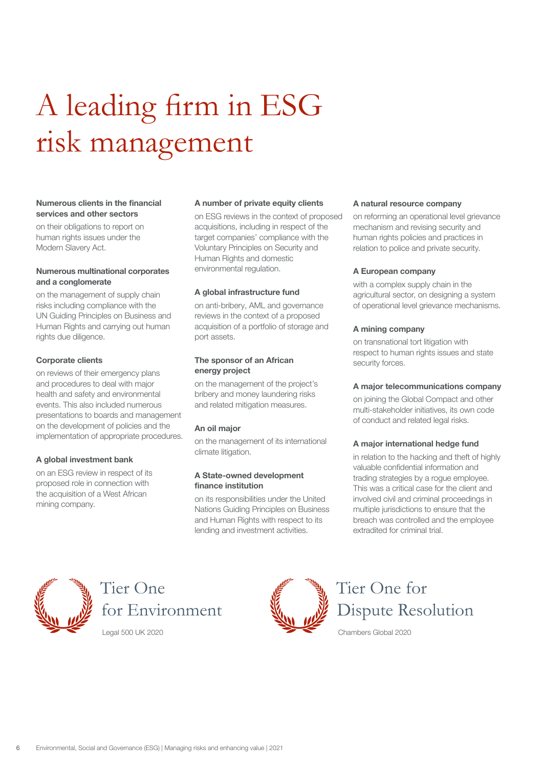# A leading firm in ESG risk management

**Numerous clients in the financial services and other sectors**

on their obligations to report on human rights issues under the Modern Slavery Act.

**Numerous multinational corporates and a conglomerate**

on the management of supply chain risks including compliance with the UN Guiding Principles on Business and Human Rights and carrying out human rights due diligence.

**Corporate clients**

on reviews of their emergency plans and procedures to deal with major health and safety and environmental events. This also included numerous presentations to boards and management on the development of policies and the implementation of appropriate procedures.

**A global investment bank**

on an ESG review in respect of its proposed role in connection with the acquisition of a West African mining company.

**A number of private equity clients**

on ESG reviews in the context of proposed acquisitions, including in respect of the target companies' compliance with the Voluntary Principles on Security and Human Rights and domestic environmental regulation.

**A global infrastructure fund**

on anti-bribery, AML and governance reviews in the context of a proposed acquisition of a portfolio of storage and port assets.

**The sponsor of an African energy project**

on the management of the project's bribery and money laundering risks and related mitigation measures.

**An oil major**

on the management of its international climate litigation.

**A State-owned development finance institution**

on its responsibilities under the United Nations Guiding Principles on Business and Human Rights with respect to its lending and investment activities.

**A natural resource company**

on reforming an operational level grievance mechanism and revising security and human rights policies and practices in relation to police and private security.

**A European company**

with a complex supply chain in the agricultural sector, on designing a system of operational level grievance mechanisms.

**A mining company**

on transnational tort litigation with respect to human rights issues and state security forces.

**A major telecommunications company**

on joining the Global Compact and other multi-stakeholder initiatives, its own code of conduct and related legal risks.

**A major international hedge fund**

in relation to the hacking and theft of highly valuable confidential information and trading strategies by a rogue employee. This was a critical case for the client and involved civil and criminal proceedings in multiple jurisdictions to ensure that the breach was controlled and the employee extradited for criminal trial.

Tier One for Environment

Legal 500 UK 2020

Tier One for Dispute Resolution

Chambers Global 2020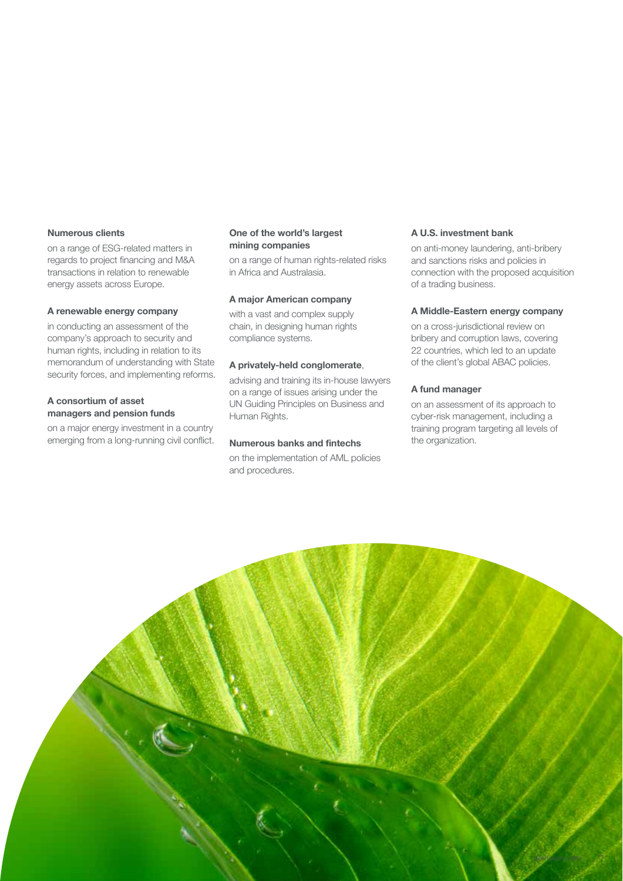**Numerous clients**

on a range of ESG-related matters in regards to project financing and M&A transactions in relation to renewable energy assets across Europe.

**A renewable energy company**

in conducting an assessment of the company's approach to security and human rights, including in relation to its memorandum of understanding with State security forces, and implementing reforms.

**A consortium of asset managers and pension funds**

on a major energy investment in a country emerging from a long-running civil conflict.

**One of the world's largest mining companies**

on a range of human rights-related risks in Africa and Australasia.

**A major American company**

with a vast and complex supply chain, in designing human rights compliance systems.

**A privately-held conglomerate**,

advising and training its in-house lawyers on a range of issues arising under the UN Guiding Principles on Business and Human Rights.

**Numerous banks and fintechs**

on the implementation of AML policies and procedures.

**A U.S. investment bank**

on anti-money laundering, anti-bribery and sanctions risks and policies in connection with the proposed acquisition of a trading business.

**A Middle-Eastern energy company**

on a cross-jurisdictional review on bribery and corruption laws, covering 22 countries, which led to an update of the client's global ABAC policies.

**A fund manager**

on an assessment of its approach to cyber-risk management, including a training program targeting all levels of the organization.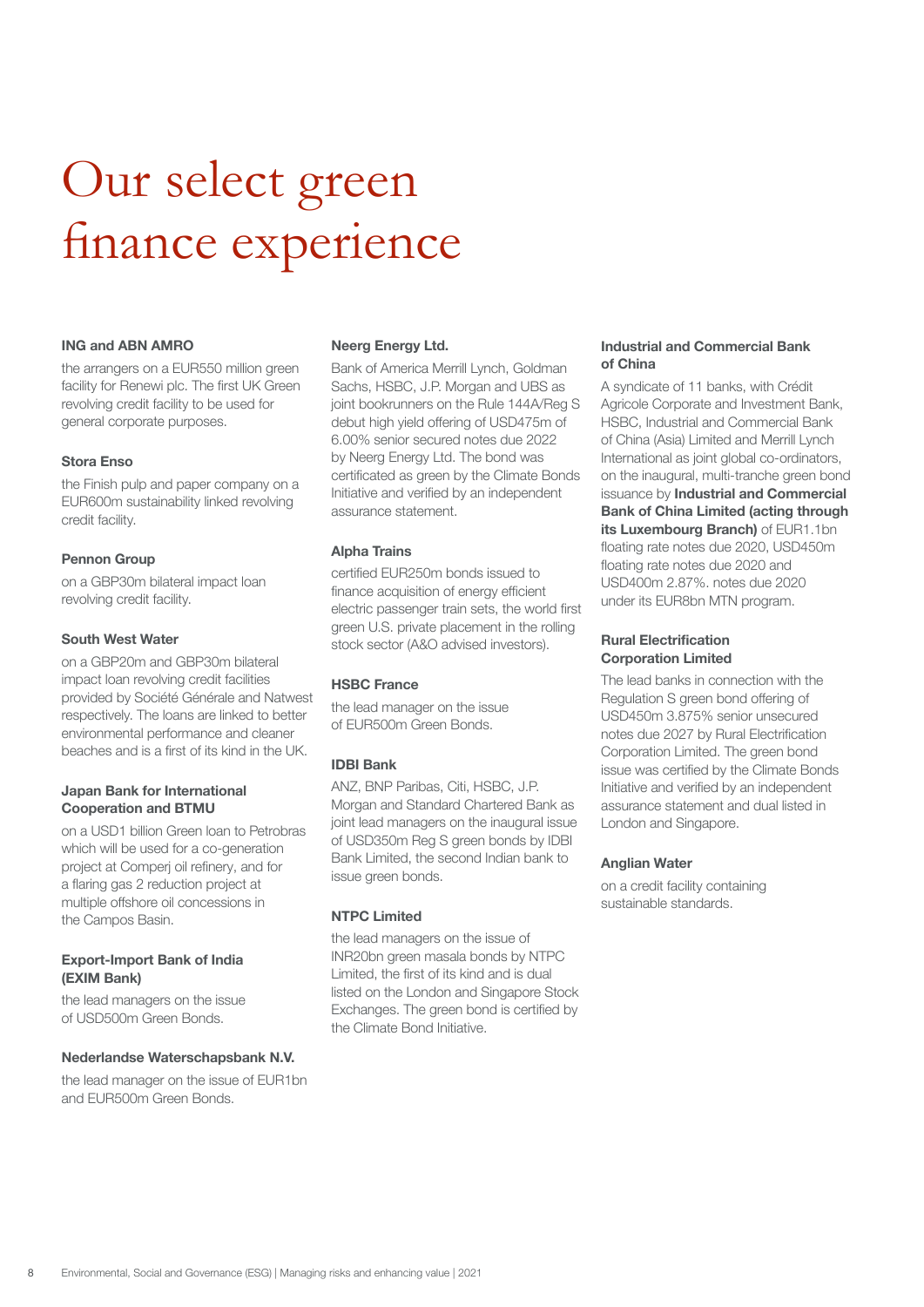# Our select green finance experience

### ING and ABN AMRO

the arrangers on a EUR550 million green facility for Renewi plc. The first UK Green revolving credit facility to be used for general corporate purposes.

### Stora Enso

the Finish pulp and paper company on a EUR600m sustainability linked revolving credit facility.

### Pennon Group

on a GBP30m bilateral impact loan revolving credit facility.

### South West Water

on a GBP20m and GBP30m bilateral impact loan revolving credit facilities provided by Société Générale and Natwest respectively. The loans are linked to better environmental performance and cleaner beaches and is a first of its kind in the UK.

### Japan Bank for International Cooperation and BTMU

on a USD1 billion Green loan to Petrobras which will be used for a co-generation project at Comperj oil refinery, and for a flaring gas 2 reduction project at multiple offshore oil concessions in the Campos Basin.

### Export-Import Bank of India (EXIM Bank)

the lead managers on the issue of USD500m Green Bonds.

### Nederlandse Waterschapsbank N.V.

the lead manager on the issue of EUR1bn and EUR500m Green Bonds.

### Neerg Energy Ltd.

Bank of America Merrill Lynch, Goldman Sachs, HSBC, J.P. Morgan and UBS as joint bookrunners on the Rule 144A/Reg S debut high yield offering of USD475m of 6.00% senior secured notes due 2022 by Neerg Energy Ltd. The bond was certificated as green by the Climate Bonds Initiative and verified by an independent assurance statement.

### Alpha Trains

certified EUR250m bonds issued to finance acquisition of energy efficient electric passenger train sets, the world first green U.S. private placement in the rolling stock sector (A&O advised investors).

### HSBC France

the lead manager on the issue of EUR500m Green Bonds.

### IDBI Bank

ANZ, BNP Paribas, Citi, HSBC, J.P. Morgan and Standard Chartered Bank as joint lead managers on the inaugural issue of USD350m Reg S green bonds by IDBI Bank Limited, the second Indian bank to issue green bonds.

### NTPC Limited

the lead managers on the issue of INR20bn green masala bonds by NTPC Limited, the first of its kind and is dual listed on the London and Singapore Stock Exchanges. The green bond is certified by the Climate Bond Initiative.

### Industrial and Commercial Bank of China

A syndicate of 11 banks, with Crédit Agricole Corporate and Investment Bank, HSBC, Industrial and Commercial Bank of China (Asia) Limited and Merrill Lynch International as joint global co-ordinators, on the inaugural, multi-tranche green bond issuance by **Industrial and Commercial Bank of China Limited (acting through its Luxembourg Branch)** of EUR1.1bn floating rate notes due 2020, USD450m floating rate notes due 2020 and USD400m 2.87%. notes due 2020 under its EUR8bn MTN program.

### Rural Electrification Corporation Limited

The lead banks in connection with the Regulation S green bond offering of USD450m 3.875% senior unsecured notes due 2027 by Rural Electrification Corporation Limited. The green bond issue was certified by the Climate Bonds Initiative and verified by an independent assurance statement and dual listed in London and Singapore.

### Anglian Water

on a credit facility containing sustainable standards.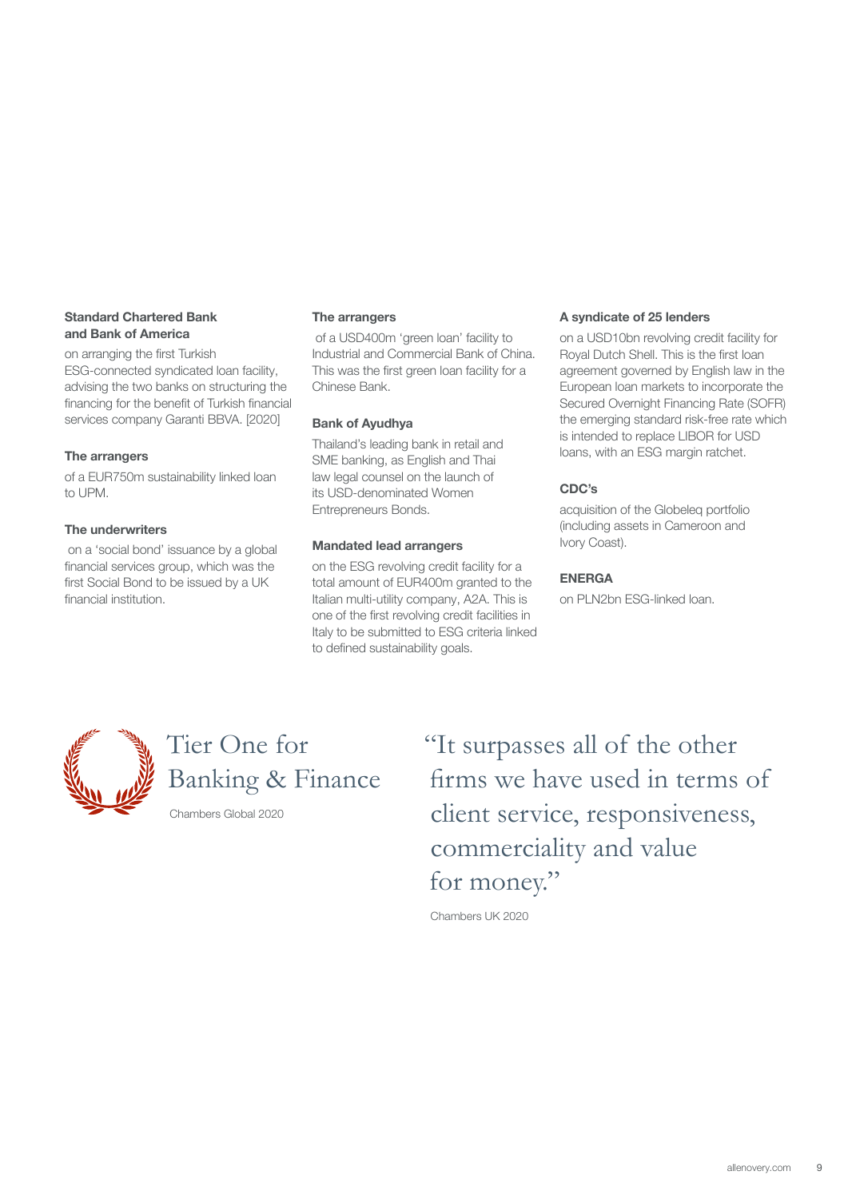**Standard Chartered Bank and Bank of America**

on arranging the first Turkish ESG-connected syndicated loan facility, advising the two banks on structuring the financing for the benefit of Turkish financial services company Garanti BBVA. [2020]

**The arrangers**

of a EUR750m sustainability linked loan to UPM.

**The underwriters**

on a 'social bond' issuance by a global financial services group, which was the first Social Bond to be issued by a UK financial institution.

**The arrangers**

of a USD400m 'green loan' facility to Industrial and Commercial Bank of China. This was the first green loan facility for a Chinese Bank.

**Bank of Ayudhya**

Thailand's leading bank in retail and SME banking, as English and Thai law legal counsel on the launch of its USD-denominated Women Entrepreneurs Bonds.

**Mandated lead arrangers**

on the ESG revolving credit facility for a total amount of EUR400m granted to the Italian multi-utility company, A2A. This is one of the first revolving credit facilities in Italy to be submitted to ESG criteria linked to defined sustainability goals.

**A syndicate of 25 lenders**

on a USD10bn revolving credit facility for Royal Dutch Shell. This is the first loan agreement governed by English law in the European loan markets to incorporate the Secured Overnight Financing Rate (SOFR) the emerging standard risk-free rate which is intended to replace LIBOR for USD loans, with an ESG margin ratchet.

**CDC's**

acquisition of the Globeleq portfolio (including assets in Cameroon and Ivory Coast).

**ENERGA**

on PLN2bn ESG-linked loan.

Tier One for Banking & Finance

Chambers Global 2020

"It surpasses all of the other firms we have used in terms of client service, responsiveness, commerciality and value for money."

Chambers UK 2020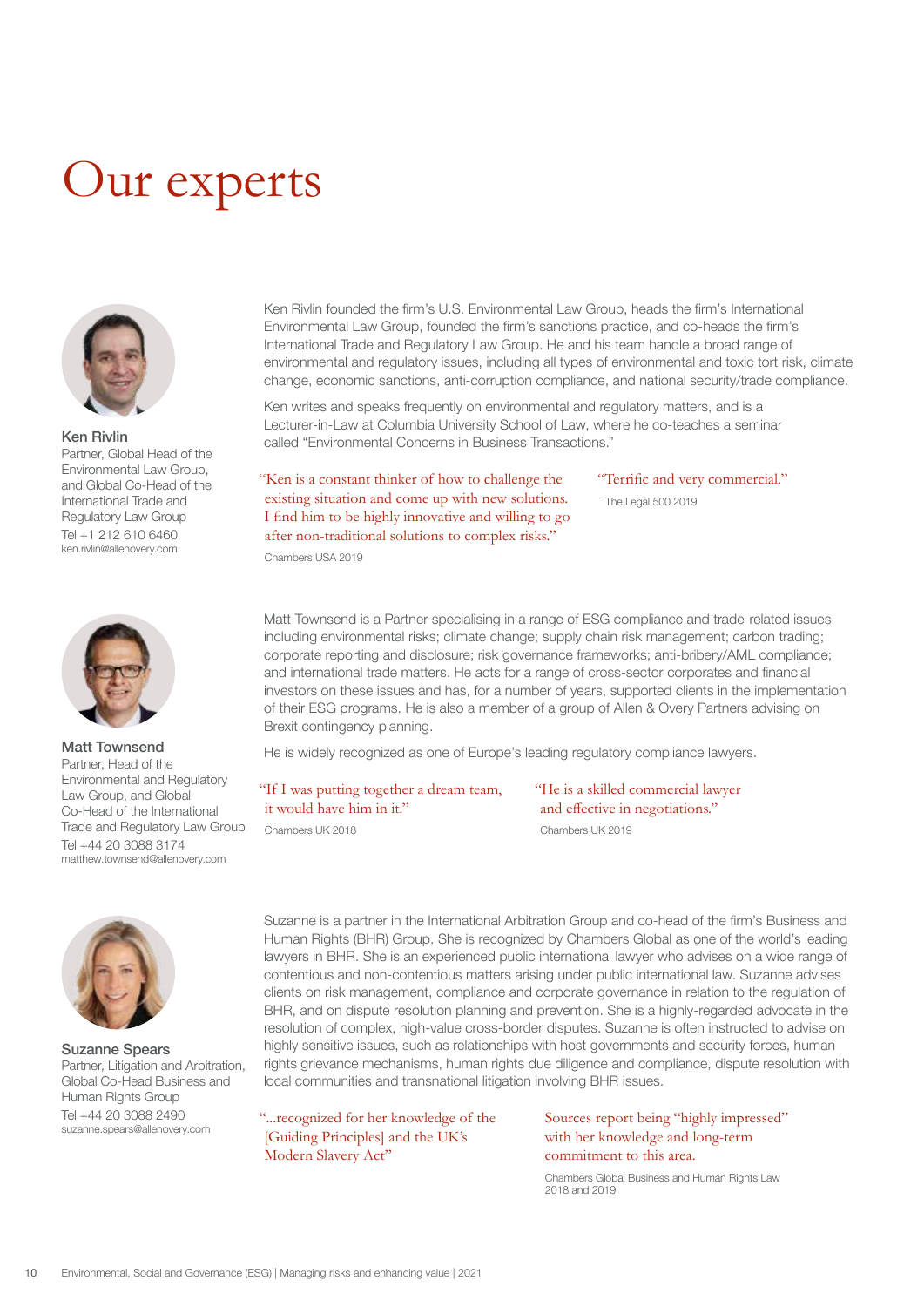# Our experts

**Ken Rivlin**
Partner, Global Head of the Environmental Law Group, and Global Co-Head of the International Trade and Regulatory Law Group
Tel +1 212 610 6460
ken.rivlin@allenovery.com

Ken Rivlin founded the firm's U.S. Environmental Law Group, heads the firm's International Environmental Law Group, founded the firm's sanctions practice, and co-heads the firm's International Trade and Regulatory Law Group. He and his team handle a broad range of environmental and regulatory issues, including all types of environmental and toxic tort risk, climate change, economic sanctions, anti-corruption compliance, and national security/trade compliance.

Ken writes and speaks frequently on environmental and regulatory matters, and is a Lecturer-in-Law at Columbia University School of Law, where he co-teaches a seminar called "Environmental Concerns in Business Transactions."

"Ken is a constant thinker of how to challenge the existing situation and come up with new solutions. I find him to be highly innovative and willing to go after non-traditional solutions to complex risks."

Chambers USA 2019

"Terrific and very commercial."

The Legal 500 2019

**Matt Townsend**
Partner, Head of the Environmental and Regulatory Law Group, and Global Co-Head of the International Trade and Regulatory Law Group
Tel +44 20 3088 3174
matthew.townsend@allenovery.com

Matt Townsend is a Partner specialising in a range of ESG compliance and trade-related issues including environmental risks; climate change; supply chain risk management; carbon trading; corporate reporting and disclosure; risk governance frameworks; anti-bribery/AML compliance; and international trade matters. He acts for a range of cross-sector corporates and financial investors on these issues and has, for a number of years, supported clients in the implementation of their ESG programs. He is also a member of a group of Allen & Overy Partners advising on Brexit contingency planning.

He is widely recognized as one of Europe's leading regulatory compliance lawyers.

"If I was putting together a dream team, it would have him in it."

Chambers UK 2018

"He is a skilled commercial lawyer and effective in negotiations."

Chambers UK 2019

**Suzanne Spears**
Partner, Litigation and Arbitration, Global Co-Head Business and Human Rights Group
Tel +44 20 3088 2490
suzanne.spears@allenovery.com

Suzanne is a partner in the International Arbitration Group and co-head of the firm's Business and Human Rights (BHR) Group. She is recognized by Chambers Global as one of the world's leading lawyers in BHR. She is an experienced public international lawyer who advises on a wide range of contentious and non-contentious matters arising under public international law. Suzanne advises clients on risk management, compliance and corporate governance in relation to the regulation of BHR, and on dispute resolution planning and prevention. She is a highly-regarded advocate in the resolution of complex, high-value cross-border disputes. Suzanne is often instructed to advise on highly sensitive issues, such as relationships with host governments and security forces, human rights grievance mechanisms, human rights due diligence and compliance, dispute resolution with local communities and transnational litigation involving BHR issues.

"...recognized for her knowledge of the [Guiding Principles] and the UK's Modern Slavery Act"

Sources report being "highly impressed" with her knowledge and long-term commitment to this area.

Chambers Global Business and Human Rights Law 2018 and 2019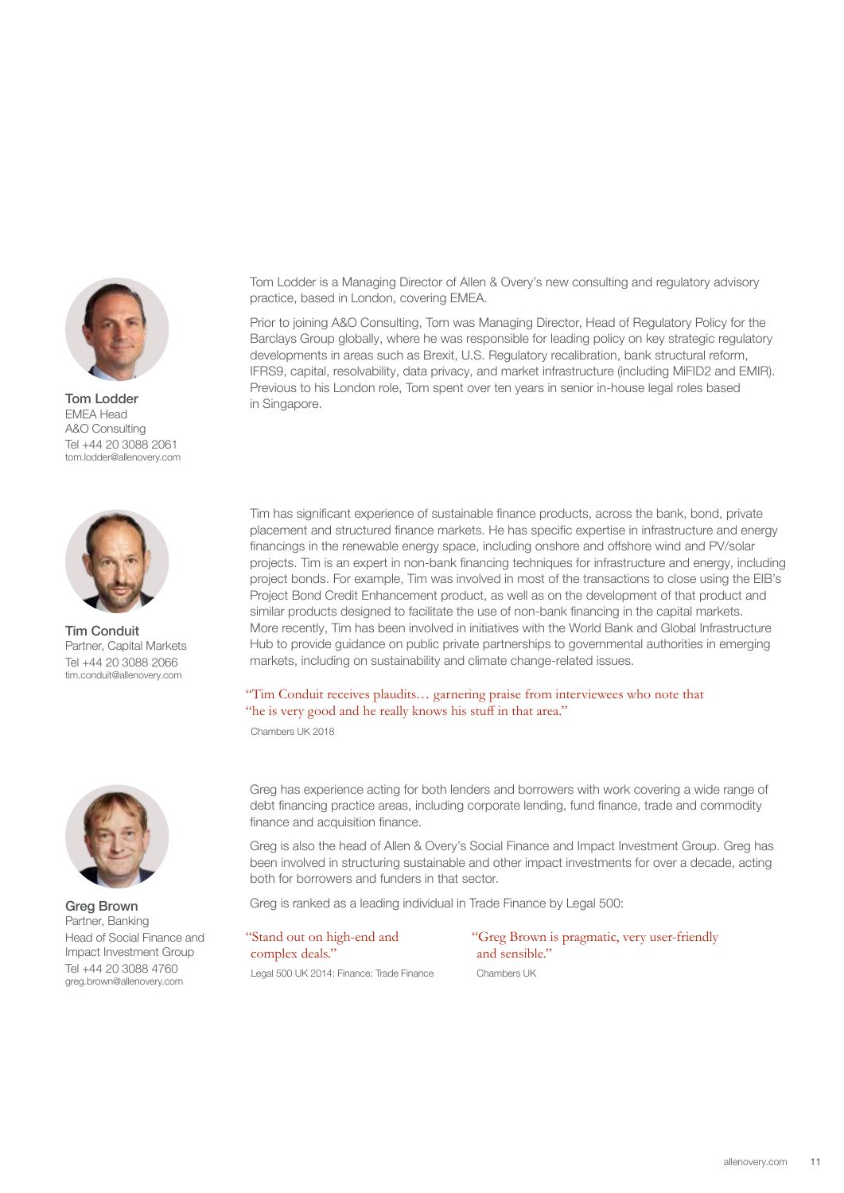**Tom Lodder**
EMEA Head
A&O Consulting
Tel +44 20 3088 2061
tom.lodder@allenovery.com

Tom Lodder is a Managing Director of Allen & Overy's new consulting and regulatory advisory practice, based in London, covering EMEA.

Prior to joining A&O Consulting, Tom was Managing Director, Head of Regulatory Policy for the Barclays Group globally, where he was responsible for leading policy on key strategic regulatory developments in areas such as Brexit, U.S. Regulatory recalibration, bank structural reform, IFRS9, capital, resolvability, data privacy, and market infrastructure (including MiFID2 and EMIR). Previous to his London role, Tom spent over ten years in senior in-house legal roles based in Singapore.

**Tim Conduit**
Partner, Capital Markets
Tel +44 20 3088 2066
tim.conduit@allenovery.com

Tim has significant experience of sustainable finance products, across the bank, bond, private placement and structured finance markets. He has specific expertise in infrastructure and energy financings in the renewable energy space, including onshore and offshore wind and PV/solar projects. Tim is an expert in non-bank financing techniques for infrastructure and energy, including project bonds. For example, Tim was involved in most of the transactions to close using the EIB's Project Bond Credit Enhancement product, as well as on the development of that product and similar products designed to facilitate the use of non-bank financing in the capital markets. More recently, Tim has been involved in initiatives with the World Bank and Global Infrastructure Hub to provide guidance on public private partnerships to governmental authorities in emerging markets, including on sustainability and climate change-related issues.

"Tim Conduit receives plaudits… garnering praise from interviewees who note that "he is very good and he really knows his stuff in that area."

Chambers UK 2018

**Greg Brown**
Partner, Banking
Head of Social Finance and Impact Investment Group
Tel +44 20 3088 4760
greg.brown@allenovery.com

Greg has experience acting for both lenders and borrowers with work covering a wide range of debt financing practice areas, including corporate lending, fund finance, trade and commodity finance and acquisition finance.

Greg is also the head of Allen & Overy's Social Finance and Impact Investment Group. Greg has been involved in structuring sustainable and other impact investments for over a decade, acting both for borrowers and funders in that sector.

Greg is ranked as a leading individual in Trade Finance by Legal 500:

"Stand out on high-end and complex deals."

Legal 500 UK 2014: Finance: Trade Finance

"Greg Brown is pragmatic, very user-friendly and sensible."

Chambers UK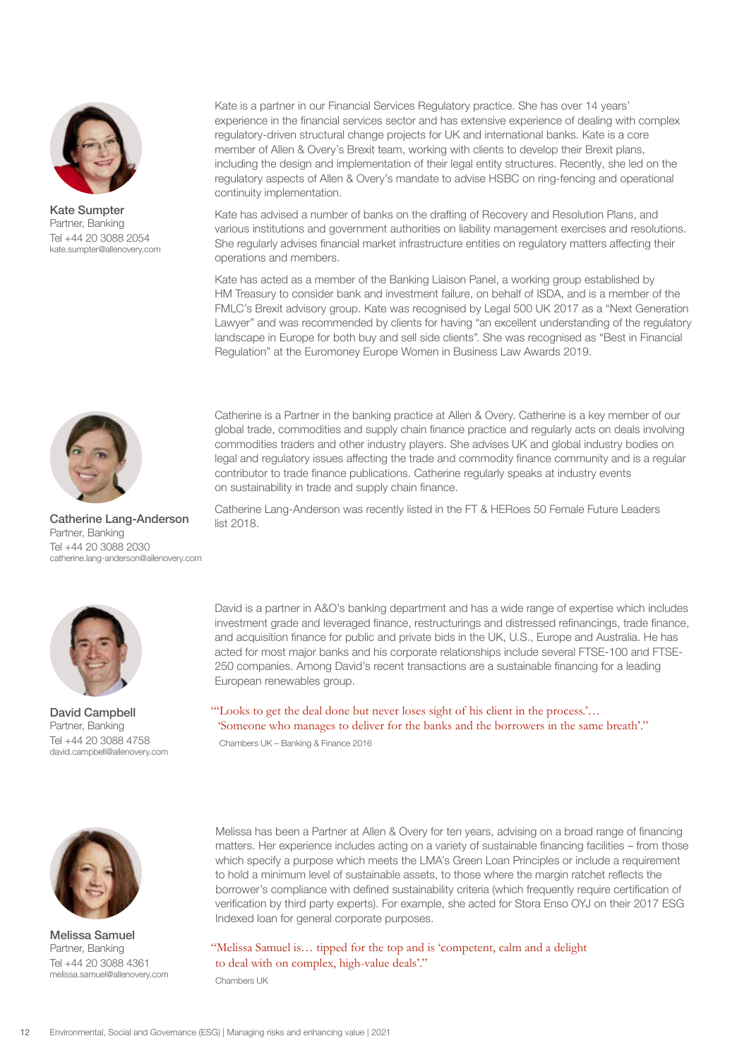**Kate Sumpter**
Partner, Banking
Tel +44 20 3088 2054
kate.sumpter@allenovery.com

Kate is a partner in our Financial Services Regulatory practice. She has over 14 years' experience in the financial services sector and has extensive experience of dealing with complex regulatory-driven structural change projects for UK and international banks. Kate is a core member of Allen & Overy's Brexit team, working with clients to develop their Brexit plans, including the design and implementation of their legal entity structures. Recently, she led on the regulatory aspects of Allen & Overy's mandate to advise HSBC on ring-fencing and operational continuity implementation.

Kate has advised a number of banks on the drafting of Recovery and Resolution Plans, and various institutions and government authorities on liability management exercises and resolutions. She regularly advises financial market infrastructure entities on regulatory matters affecting their operations and members.

Kate has acted as a member of the Banking Liaison Panel, a working group established by HM Treasury to consider bank and investment failure, on behalf of ISDA, and is a member of the FMLC's Brexit advisory group. Kate was recognised by Legal 500 UK 2017 as a "Next Generation Lawyer" and was recommended by clients for having "an excellent understanding of the regulatory landscape in Europe for both buy and sell side clients". She was recognised as "Best in Financial Regulation" at the Euromoney Europe Women in Business Law Awards 2019.

**Catherine Lang-Anderson**
Partner, Banking
Tel +44 20 3088 2030
catherine.lang-anderson@allenovery.com

Catherine is a Partner in the banking practice at Allen & Overy. Catherine is a key member of our global trade, commodities and supply chain finance practice and regularly acts on deals involving commodities traders and other industry players. She advises UK and global industry bodies on legal and regulatory issues affecting the trade and commodity finance community and is a regular contributor to trade finance publications. Catherine regularly speaks at industry events on sustainability in trade and supply chain finance.

Catherine Lang-Anderson was recently listed in the FT & HERoes 50 Female Future Leaders list 2018.

**David Campbell**
Partner, Banking
Tel +44 20 3088 4758
david.campbell@allenovery.com

David is a partner in A&O's banking department and has a wide range of expertise which includes investment grade and leveraged finance, restructurings and distressed refinancings, trade finance, and acquisition finance for public and private bids in the UK, U.S., Europe and Australia. He has acted for most major banks and his corporate relationships include several FTSE-100 and FTSE-250 companies. Among David's recent transactions are a sustainable financing for a leading European renewables group.

"'Looks to get the deal done but never loses sight of his client in the process.'… 'Someone who manages to deliver for the banks and the borrowers in the same breath'."

Chambers UK – Banking & Finance 2016

**Melissa Samuel**
Partner, Banking
Tel +44 20 3088 4361
melissa.samuel@allenovery.com

Melissa has been a Partner at Allen & Overy for ten years, advising on a broad range of financing matters. Her experience includes acting on a variety of sustainable financing facilities – from those which specify a purpose which meets the LMA's Green Loan Principles or include a requirement to hold a minimum level of sustainable assets, to those where the margin ratchet reflects the borrower's compliance with defined sustainability criteria (which frequently require certification of verification by third party experts). For example, she acted for Stora Enso OYJ on their 2017 ESG Indexed loan for general corporate purposes.

"Melissa Samuel is… tipped for the top and is 'competent, calm and a delight to deal with on complex, high-value deals'."

Chambers UK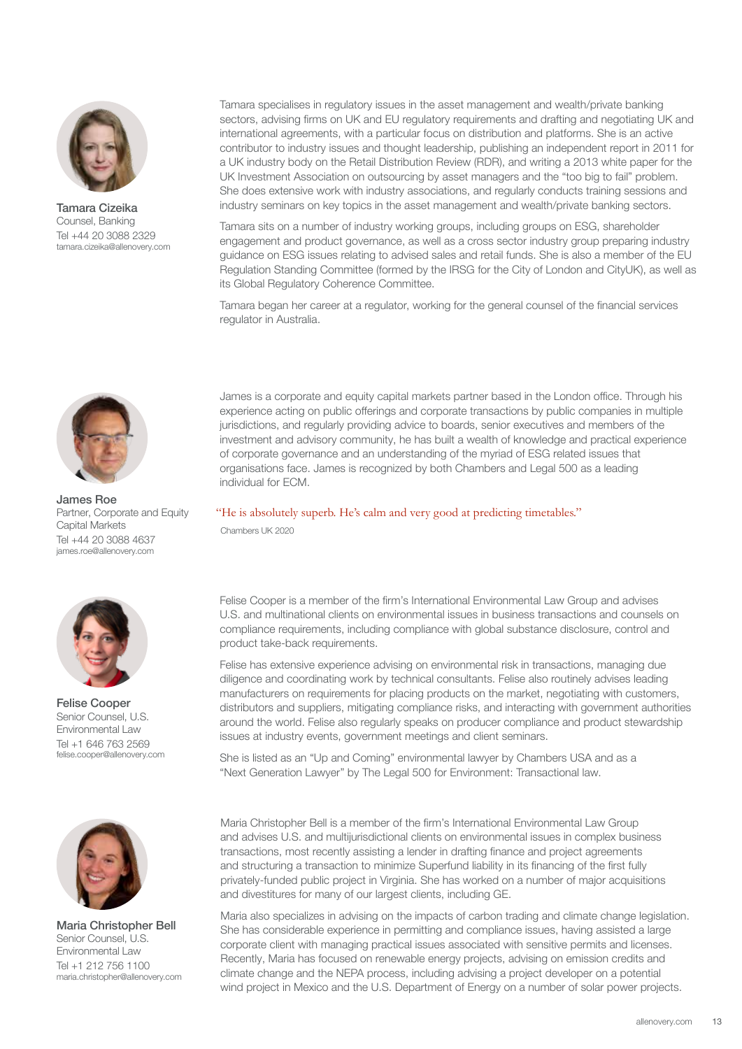**Tamara Cizeika**
Counsel, Banking
Tel +44 20 3088 2329
tamara.cizeika@allenovery.com

Tamara specialises in regulatory issues in the asset management and wealth/private banking sectors, advising firms on UK and EU regulatory requirements and drafting and negotiating UK and international agreements, with a particular focus on distribution and platforms. She is an active contributor to industry issues and thought leadership, publishing an independent report in 2011 for a UK industry body on the Retail Distribution Review (RDR), and writing a 2013 white paper for the UK Investment Association on outsourcing by asset managers and the "too big to fail" problem. She does extensive work with industry associations, and regularly conducts training sessions and industry seminars on key topics in the asset management and wealth/private banking sectors.

Tamara sits on a number of industry working groups, including groups on ESG, shareholder engagement and product governance, as well as a cross sector industry group preparing industry guidance on ESG issues relating to advised sales and retail funds. She is also a member of the EU Regulation Standing Committee (formed by the IRSG for the City of London and CityUK), as well as its Global Regulatory Coherence Committee.

Tamara began her career at a regulator, working for the general counsel of the financial services regulator in Australia.

**James Roe**
Partner, Corporate and Equity Capital Markets
Tel +44 20 3088 4637
james.roe@allenovery.com

James is a corporate and equity capital markets partner based in the London office. Through his experience acting on public offerings and corporate transactions by public companies in multiple jurisdictions, and regularly providing advice to boards, senior executives and members of the investment and advisory community, he has built a wealth of knowledge and practical experience of corporate governance and an understanding of the myriad of ESG related issues that organisations face. James is recognized by both Chambers and Legal 500 as a leading individual for ECM.

"He is absolutely superb. He's calm and very good at predicting timetables."

Chambers UK 2020

**Felise Cooper**
Senior Counsel, U.S. Environmental Law
Tel +1 646 763 2569
felise.cooper@allenovery.com

Felise Cooper is a member of the firm's International Environmental Law Group and advises U.S. and multinational clients on environmental issues in business transactions and counsels on compliance requirements, including compliance with global substance disclosure, control and product take-back requirements.

Felise has extensive experience advising on environmental risk in transactions, managing due diligence and coordinating work by technical consultants. Felise also routinely advises leading manufacturers on requirements for placing products on the market, negotiating with customers, distributors and suppliers, mitigating compliance risks, and interacting with government authorities around the world. Felise also regularly speaks on producer compliance and product stewardship issues at industry events, government meetings and client seminars.

She is listed as an "Up and Coming" environmental lawyer by Chambers USA and as a "Next Generation Lawyer" by The Legal 500 for Environment: Transactional law.

**Maria Christopher Bell**
Senior Counsel, U.S. Environmental Law
Tel +1 212 756 1100
maria.christopher@allenovery.com

Maria Christopher Bell is a member of the firm's International Environmental Law Group and advises U.S. and multijurisdictional clients on environmental issues in complex business transactions, most recently assisting a lender in drafting finance and project agreements and structuring a transaction to minimize Superfund liability in its financing of the first fully privately-funded public project in Virginia. She has worked on a number of major acquisitions and divestitures for many of our largest clients, including GE.

Maria also specializes in advising on the impacts of carbon trading and climate change legislation. She has considerable experience in permitting and compliance issues, having assisted a large corporate client with managing practical issues associated with sensitive permits and licenses. Recently, Maria has focused on renewable energy projects, advising on emission credits and climate change and the NEPA process, including advising a project developer on a potential wind project in Mexico and the U.S. Department of Energy on a number of solar power projects.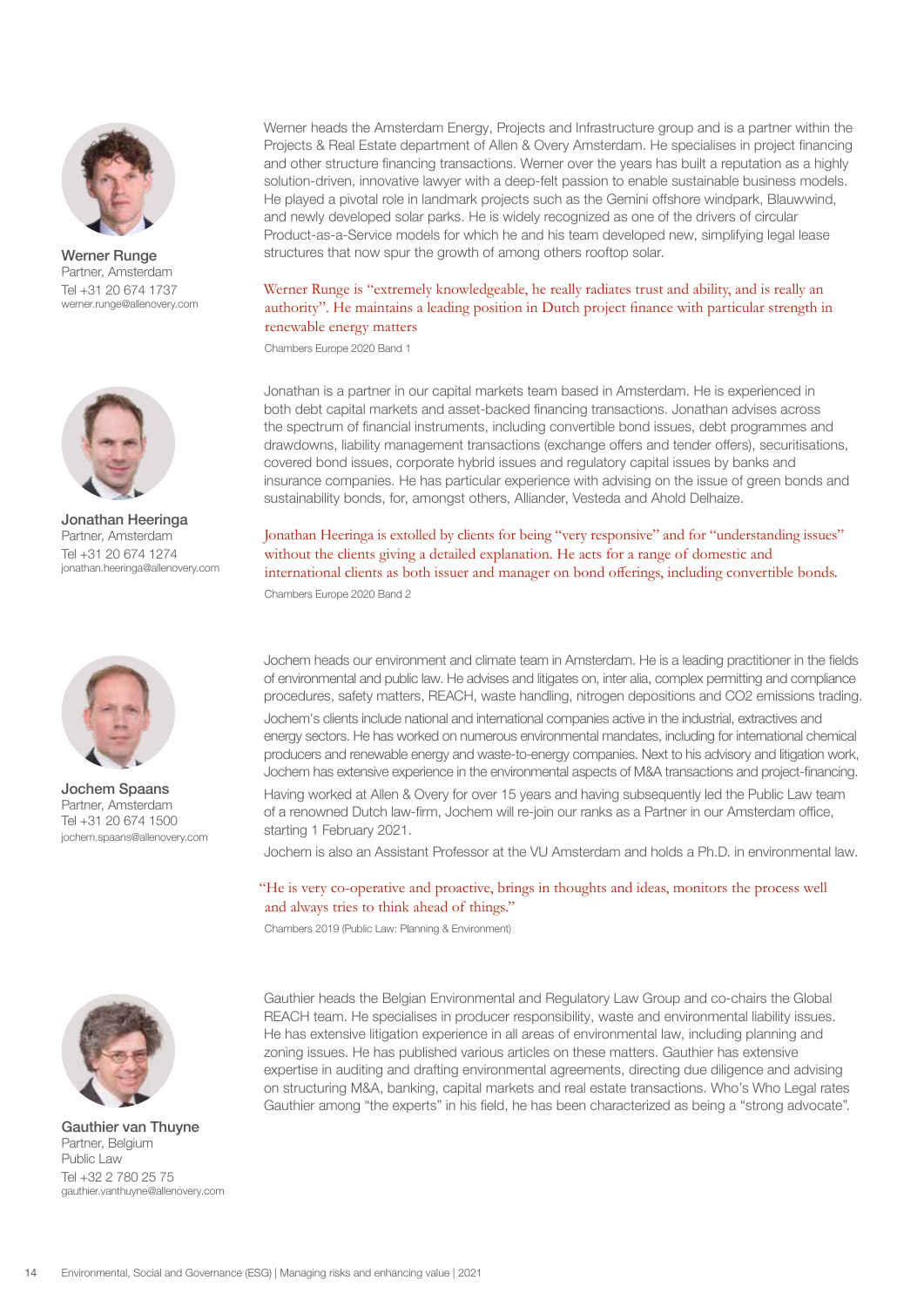**Werner Runge**
Partner, Amsterdam
Tel +31 20 674 1737
werner.runge@allenovery.com

Werner heads the Amsterdam Energy, Projects and Infrastructure group and is a partner within the Projects & Real Estate department of Allen & Overy Amsterdam. He specialises in project financing and other structure financing transactions. Werner over the years has built a reputation as a highly solution-driven, innovative lawyer with a deep-felt passion to enable sustainable business models. He played a pivotal role in landmark projects such as the Gemini offshore windpark, Blauwwind, and newly developed solar parks. He is widely recognized as one of the drivers of circular Product-as-a-Service models for which he and his team developed new, simplifying legal lease structures that now spur the growth of among others rooftop solar.

Werner Runge is "extremely knowledgeable, he really radiates trust and ability, and is really an authority". He maintains a leading position in Dutch project finance with particular strength in renewable energy matters

Chambers Europe 2020 Band 1

**Jonathan Heeringa**
Partner, Amsterdam
Tel +31 20 674 1274
jonathan.heeringa@allenovery.com

Jonathan is a partner in our capital markets team based in Amsterdam. He is experienced in both debt capital markets and asset-backed financing transactions. Jonathan advises across the spectrum of financial instruments, including convertible bond issues, debt programmes and drawdowns, liability management transactions (exchange offers and tender offers), securitisations, covered bond issues, corporate hybrid issues and regulatory capital issues by banks and insurance companies. He has particular experience with advising on the issue of green bonds and sustainability bonds, for, amongst others, Alliander, Vesteda and Ahold Delhaize.

Jonathan Heeringa is extolled by clients for being "very responsive" and for "understanding issues" without the clients giving a detailed explanation. He acts for a range of domestic and international clients as both issuer and manager on bond offerings, including convertible bonds.

Chambers Europe 2020 Band 2

**Jochem Spaans**
Partner, Amsterdam
Tel +31 20 674 1500
jochem.spaans@allenovery.com

Jochem heads our environment and climate team in Amsterdam. He is a leading practitioner in the fields of environmental and public law. He advises and litigates on, inter alia, complex permitting and compliance procedures, safety matters, REACH, waste handling, nitrogen depositions and CO2 emissions trading.

Jochem's clients include national and international companies active in the industrial, extractives and energy sectors. He has worked on numerous environmental mandates, including for international chemical producers and renewable energy and waste-to-energy companies. Next to his advisory and litigation work, Jochem has extensive experience in the environmental aspects of M&A transactions and project-financing.

Having worked at Allen & Overy for over 15 years and having subsequently led the Public Law team of a renowned Dutch law-firm, Jochem will re-join our ranks as a Partner in our Amsterdam office, starting 1 February 2021.

Jochem is also an Assistant Professor at the VU Amsterdam and holds a Ph.D. in environmental law.

"He is very co-operative and proactive, brings in thoughts and ideas, monitors the process well and always tries to think ahead of things."

Chambers 2019 (Public Law: Planning & Environment)

**Gauthier van Thuyne**
Partner, Belgium
Public Law
Tel +32 2 780 25 75
gauthier.vanthuyne@allenovery.com

Gauthier heads the Belgian Environmental and Regulatory Law Group and co-chairs the Global REACH team. He specialises in producer responsibility, waste and environmental liability issues. He has extensive litigation experience in all areas of environmental law, including planning and zoning issues. He has published various articles on these matters. Gauthier has extensive expertise in auditing and drafting environmental agreements, directing due diligence and advising on structuring M&A, banking, capital markets and real estate transactions. Who's Who Legal rates Gauthier among "the experts" in his field, he has been characterized as being a "strong advocate".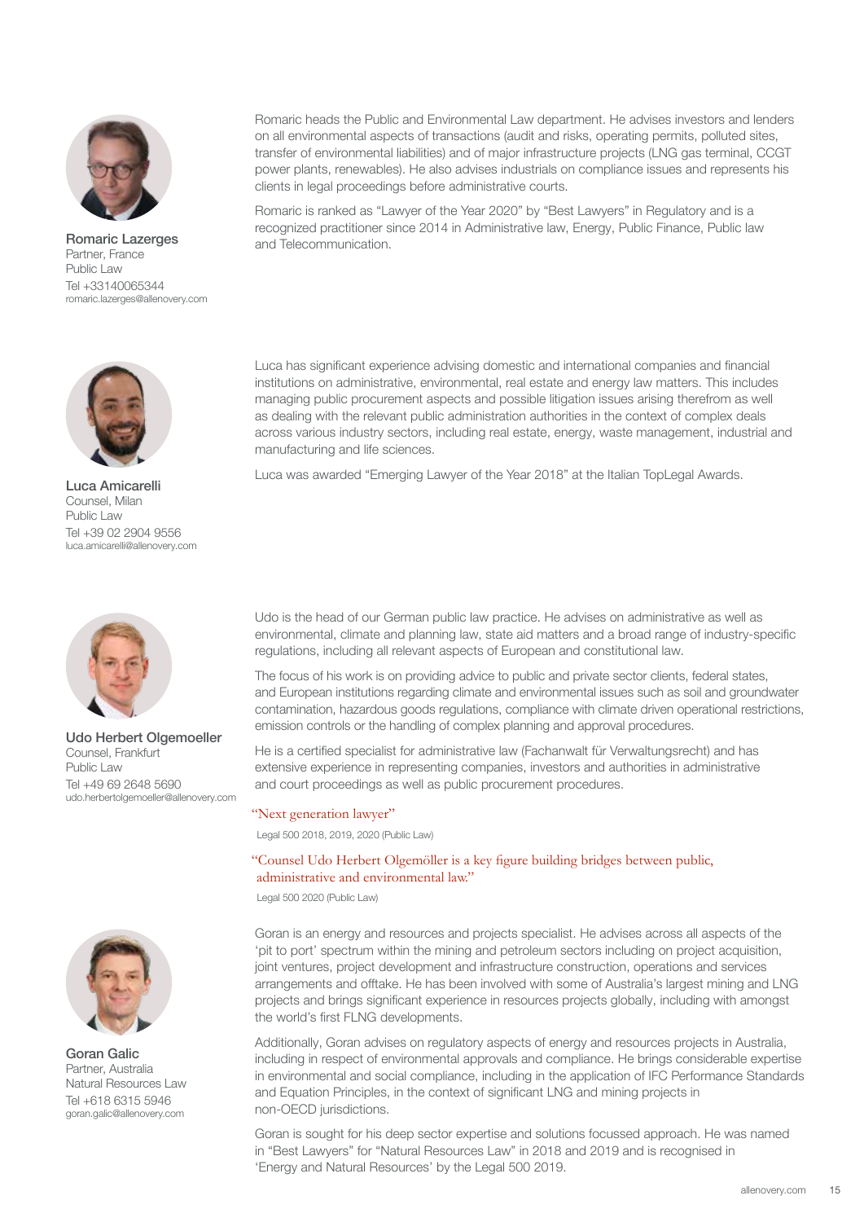**Romaric Lazerges**
Partner, France
Public Law
Tel +33140065344
romaric.lazerges@allenovery.com

Romaric heads the Public and Environmental Law department. He advises investors and lenders on all environmental aspects of transactions (audit and risks, operating permits, polluted sites, transfer of environmental liabilities) and of major infrastructure projects (LNG gas terminal, CCGT power plants, renewables). He also advises industrials on compliance issues and represents his clients in legal proceedings before administrative courts.

Romaric is ranked as "Lawyer of the Year 2020" by "Best Lawyers" in Regulatory and is a recognized practitioner since 2014 in Administrative law, Energy, Public Finance, Public law and Telecommunication.

**Luca Amicarelli**
Counsel, Milan
Public Law
Tel +39 02 2904 9556
luca.amicarelli@allenovery.com

Luca has significant experience advising domestic and international companies and financial institutions on administrative, environmental, real estate and energy law matters. This includes managing public procurement aspects and possible litigation issues arising therefrom as well as dealing with the relevant public administration authorities in the context of complex deals across various industry sectors, including real estate, energy, waste management, industrial and manufacturing and life sciences.

Luca was awarded "Emerging Lawyer of the Year 2018" at the Italian TopLegal Awards.

**Udo Herbert Olgemoeller**
Counsel, Frankfurt
Public Law
Tel +49 69 2648 5690
udo.herbertolgemoeller@allenovery.com

Udo is the head of our German public law practice. He advises on administrative as well as environmental, climate and planning law, state aid matters and a broad range of industry-specific regulations, including all relevant aspects of European and constitutional law.

The focus of his work is on providing advice to public and private sector clients, federal states, and European institutions regarding climate and environmental issues such as soil and groundwater contamination, hazardous goods regulations, compliance with climate driven operational restrictions, emission controls or the handling of complex planning and approval procedures.

He is a certified specialist for administrative law (Fachanwalt für Verwaltungsrecht) and has extensive experience in representing companies, investors and authorities in administrative and court proceedings as well as public procurement procedures.

"Next generation lawyer"

Legal 500 2018, 2019, 2020 (Public Law)

"Counsel Udo Herbert Olgemöller is a key figure building bridges between public, administrative and environmental law."

Legal 500 2020 (Public Law)

**Goran Galic**
Partner, Australia
Natural Resources Law
Tel +618 6315 5946
goran.galic@allenovery.com

Goran is an energy and resources and projects specialist. He advises across all aspects of the 'pit to port' spectrum within the mining and petroleum sectors including on project acquisition, joint ventures, project development and infrastructure construction, operations and services arrangements and offtake. He has been involved with some of Australia's largest mining and LNG projects and brings significant experience in resources projects globally, including with amongst the world's first FLNG developments.

Additionally, Goran advises on regulatory aspects of energy and resources projects in Australia, including in respect of environmental approvals and compliance. He brings considerable expertise in environmental and social compliance, including in the application of IFC Performance Standards and Equation Principles, in the context of significant LNG and mining projects in non-OECD jurisdictions.

Goran is sought for his deep sector expertise and solutions focussed approach. He was named in "Best Lawyers" for "Natural Resources Law" in 2018 and 2019 and is recognised in 'Energy and Natural Resources' by the Legal 500 2019.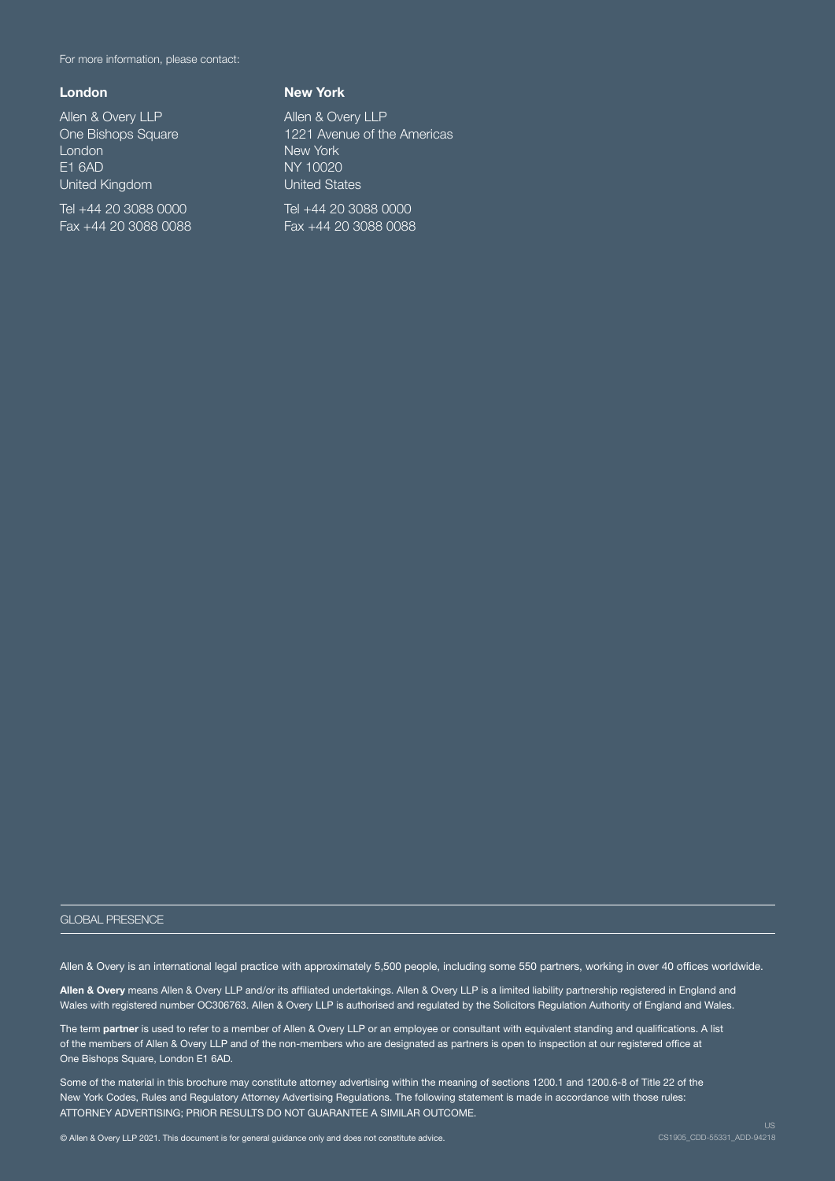For more information, please contact:

**London**

Allen & Overy LLP
One Bishops Square
London
E1 6AD
United Kingdom

Tel +44 20 3088 0000
Fax +44 20 3088 0088

**New York**

Allen & Overy LLP
1221 Avenue of the Americas
New York
NY 10020
United States

Tel +44 20 3088 0000
Fax +44 20 3088 0088

GLOBAL PRESENCE

Allen & Overy is an international legal practice with approximately 5,500 people, including some 550 partners, working in over 40 offices worldwide.

**Allen & Overy** means Allen & Overy LLP and/or its affiliated undertakings. Allen & Overy LLP is a limited liability partnership registered in England and Wales with registered number OC306763. Allen & Overy LLP is authorised and regulated by the Solicitors Regulation Authority of England and Wales.

The term **partner** is used to refer to a member of Allen & Overy LLP or an employee or consultant with equivalent standing and qualifications. A list of the members of Allen & Overy LLP and of the non-members who are designated as partners is open to inspection at our registered office at One Bishops Square, London E1 6AD.

Some of the material in this brochure may constitute attorney advertising within the meaning of sections 1200.1 and 1200.6-8 of Title 22 of the New York Codes, Rules and Regulatory Attorney Advertising Regulations. The following statement is made in accordance with those rules: ATTORNEY ADVERTISING; PRIOR RESULTS DO NOT GUARANTEE A SIMILAR OUTCOME.

© Allen & Overy LLP 2021. This document is for general guidance only and does not constitute advice.

US
CS1905_CDD-55331_ADD-94218